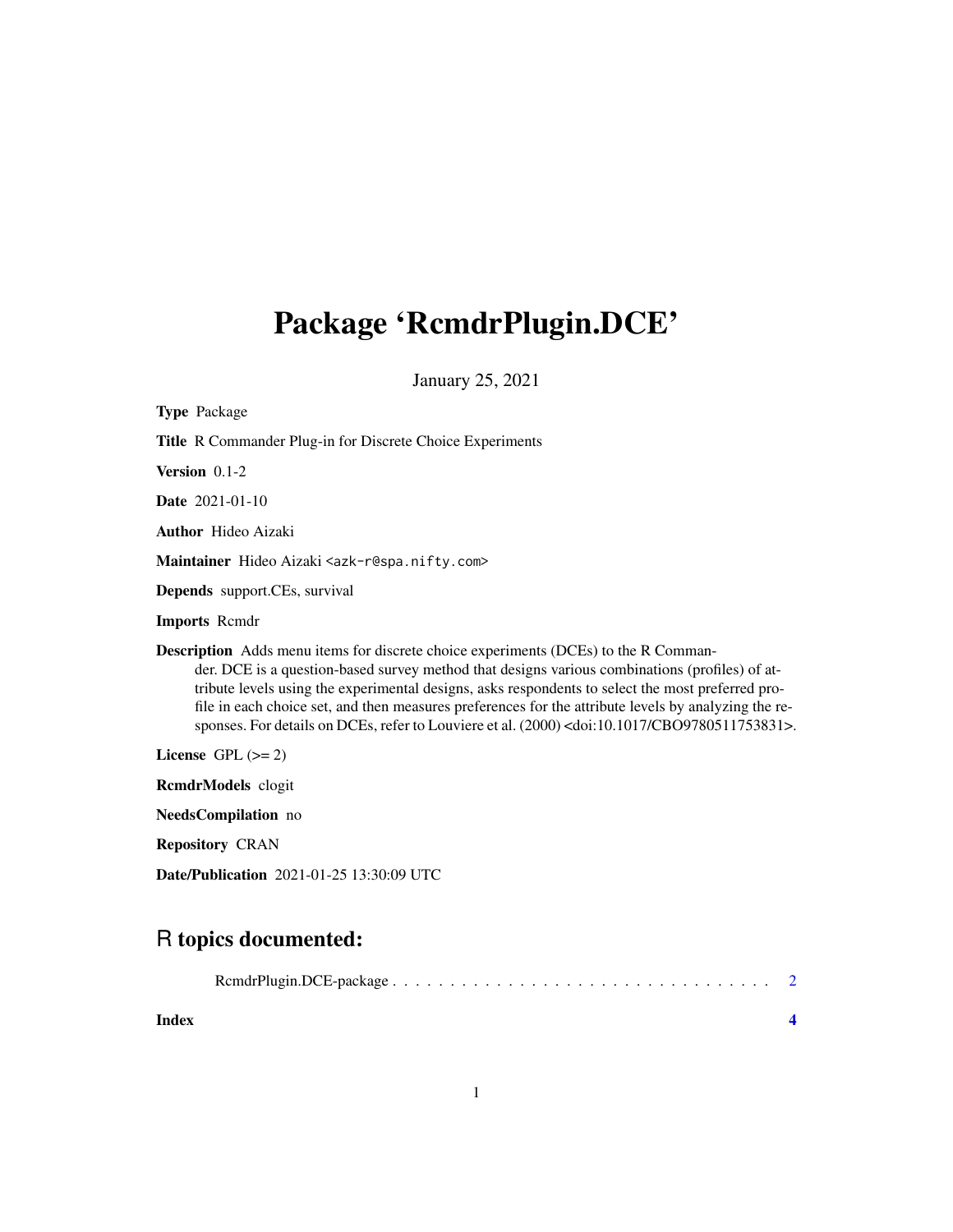# Package 'RcmdrPlugin.DCE'

January 25, 2021

**Type** Package

**Title** R Commander Plug-in for Discrete Choice Experiments

**Version** 0.1-2

**Date** 2021-01-10

**Author** Hideo Aizaki

**Maintainer** Hideo Aizaki <azk-r@spa.nifty.com>

**Depends** support.CEs, survival

**Imports** Rcmdr

**Description** Adds menu items for discrete choice experiments (DCEs) to the R Commander. DCE is a question-based survey method that designs various combinations (profiles) of attribute levels using the experimental designs, asks respondents to select the most preferred profile in each choice set, and then measures preferences for the attribute levels by analyzing the responses. For details on DCEs, refer to Louviere et al. (2000) <doi:10.1017/CBO9780511753831>.

**License** GPL (>= 2)

**RcmdrModels** clogit

**NeedsCompilation** no

**Repository** CRAN

**Date/Publication** 2021-01-25 13:30:09 UTC

## R topics documented:

RcmdrPlugin.DCE-package . . . . . . . . . . . . . . . . . . . . . . . . . . . . . . . . . 2

**Index** **4**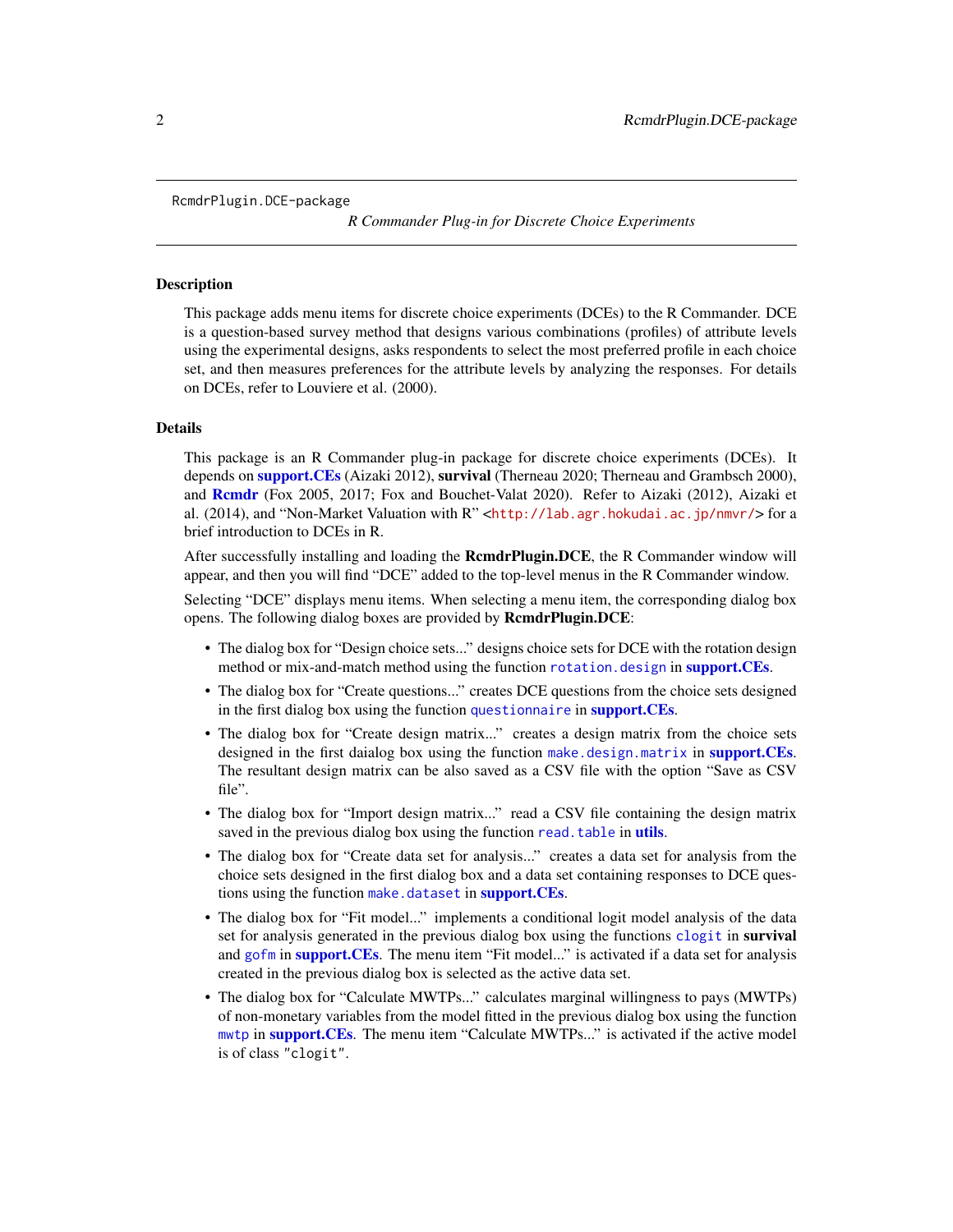RcmdrPlugin.DCE-package

*R Commander Plug-in for Discrete Choice Experiments*

## Description

This package adds menu items for discrete choice experiments (DCEs) to the R Commander. DCE is a question-based survey method that designs various combinations (profiles) of attribute levels using the experimental designs, asks respondents to select the most preferred profile in each choice set, and then measures preferences for the attribute levels by analyzing the responses. For details on DCEs, refer to Louviere et al. (2000).

## Details

This package is an R Commander plug-in package for discrete choice experiments (DCEs). It depends on **support.CEs** (Aizaki 2012), **survival** (Therneau 2020; Therneau and Grambsch 2000), and **Rcmdr** (Fox 2005, 2017; Fox and Bouchet-Valat 2020). Refer to Aizaki (2012), Aizaki et al. (2014), and "Non-Market Valuation with R" <http://lab.agr.hokudai.ac.jp/nmvr/> for a brief introduction to DCEs in R.

After successfully installing and loading the **RcmdrPlugin.DCE**, the R Commander window will appear, and then you will find "DCE" added to the top-level menus in the R Commander window.

Selecting "DCE" displays menu items. When selecting a menu item, the corresponding dialog box opens. The following dialog boxes are provided by **RcmdrPlugin.DCE**:

- The dialog box for "Design choice sets..." designs choice sets for DCE with the rotation design method or mix-and-match method using the function `rotation.design` in **support.CEs**.
- The dialog box for "Create questions..." creates DCE questions from the choice sets designed in the first dialog box using the function `questionnaire` in **support.CEs**.
- The dialog box for "Create design matrix..." creates a design matrix from the choice sets designed in the first daialog box using the function `make.design.matrix` in **support.CEs**. The resultant design matrix can be also saved as a CSV file with the option "Save as CSV file".
- The dialog box for "Import design matrix..." read a CSV file containing the design matrix saved in the previous dialog box using the function `read.table` in **utils**.
- The dialog box for "Create data set for analysis..." creates a data set for analysis from the choice sets designed in the first dialog box and a data set containing responses to DCE questions using the function `make.dataset` in **support.CEs**.
- The dialog box for "Fit model..." implements a conditional logit model analysis of the data set for analysis generated in the previous dialog box using the functions `clogit` in **survival** and `gofm` in **support.CEs**. The menu item "Fit model..." is activated if a data set for analysis created in the previous dialog box is selected as the active data set.
- The dialog box for "Calculate MWTPs..." calculates marginal willingness to pays (MWTPs) of non-monetary variables from the model fitted in the previous dialog box using the function `mwtp` in **support.CEs**. The menu item "Calculate MWTPs..." is activated if the active model is of class `"clogit"`.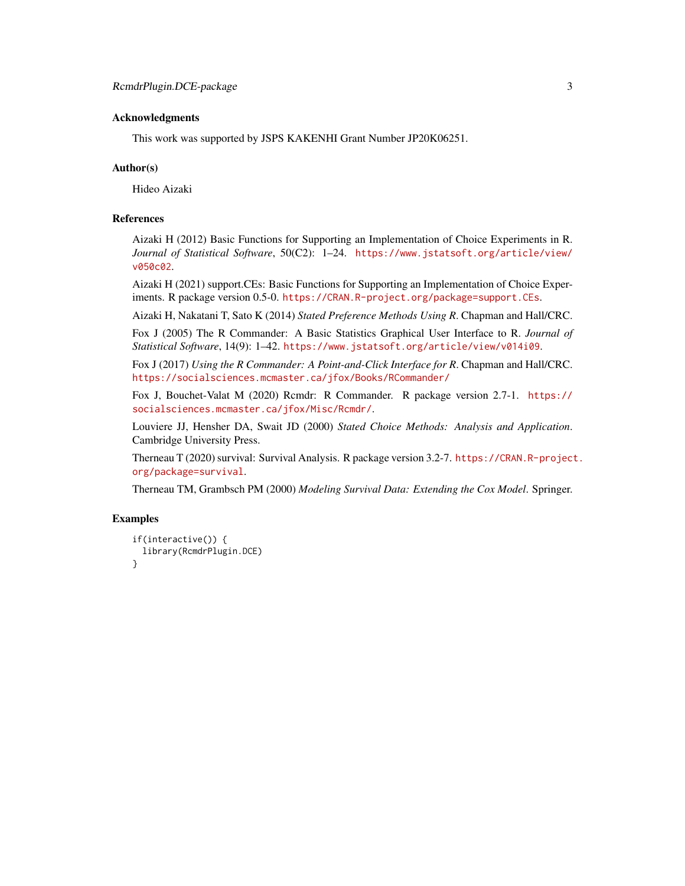## Acknowledgments

This work was supported by JSPS KAKENHI Grant Number JP20K06251.

## Author(s)

Hideo Aizaki

## References

Aizaki H (2012) Basic Functions for Supporting an Implementation of Choice Experiments in R. *Journal of Statistical Software*, 50(C2): 1–24. https://www.jstatsoft.org/article/view/v050c02.

Aizaki H (2021) support.CEs: Basic Functions for Supporting an Implementation of Choice Experiments. R package version 0.5-0. https://CRAN.R-project.org/package=support.CEs.

Aizaki H, Nakatani T, Sato K (2014) *Stated Preference Methods Using R*. Chapman and Hall/CRC.

Fox J (2005) The R Commander: A Basic Statistics Graphical User Interface to R. *Journal of Statistical Software*, 14(9): 1–42. https://www.jstatsoft.org/article/view/v014i09.

Fox J (2017) *Using the R Commander: A Point-and-Click Interface for R*. Chapman and Hall/CRC. https://socialsciences.mcmaster.ca/jfox/Books/RCommander/

Fox J, Bouchet-Valat M (2020) Rcmdr: R Commander. R package version 2.7-1. https://socialsciences.mcmaster.ca/jfox/Misc/Rcmdr/.

Louviere JJ, Hensher DA, Swait JD (2000) *Stated Choice Methods: Analysis and Application*. Cambridge University Press.

Therneau T (2020) survival: Survival Analysis. R package version 3.2-7. https://CRAN.R-project.org/package=survival.

Therneau TM, Grambsch PM (2000) *Modeling Survival Data: Extending the Cox Model*. Springer.

## Examples

```
if(interactive()) {
  library(RcmdrPlugin.DCE)
}
```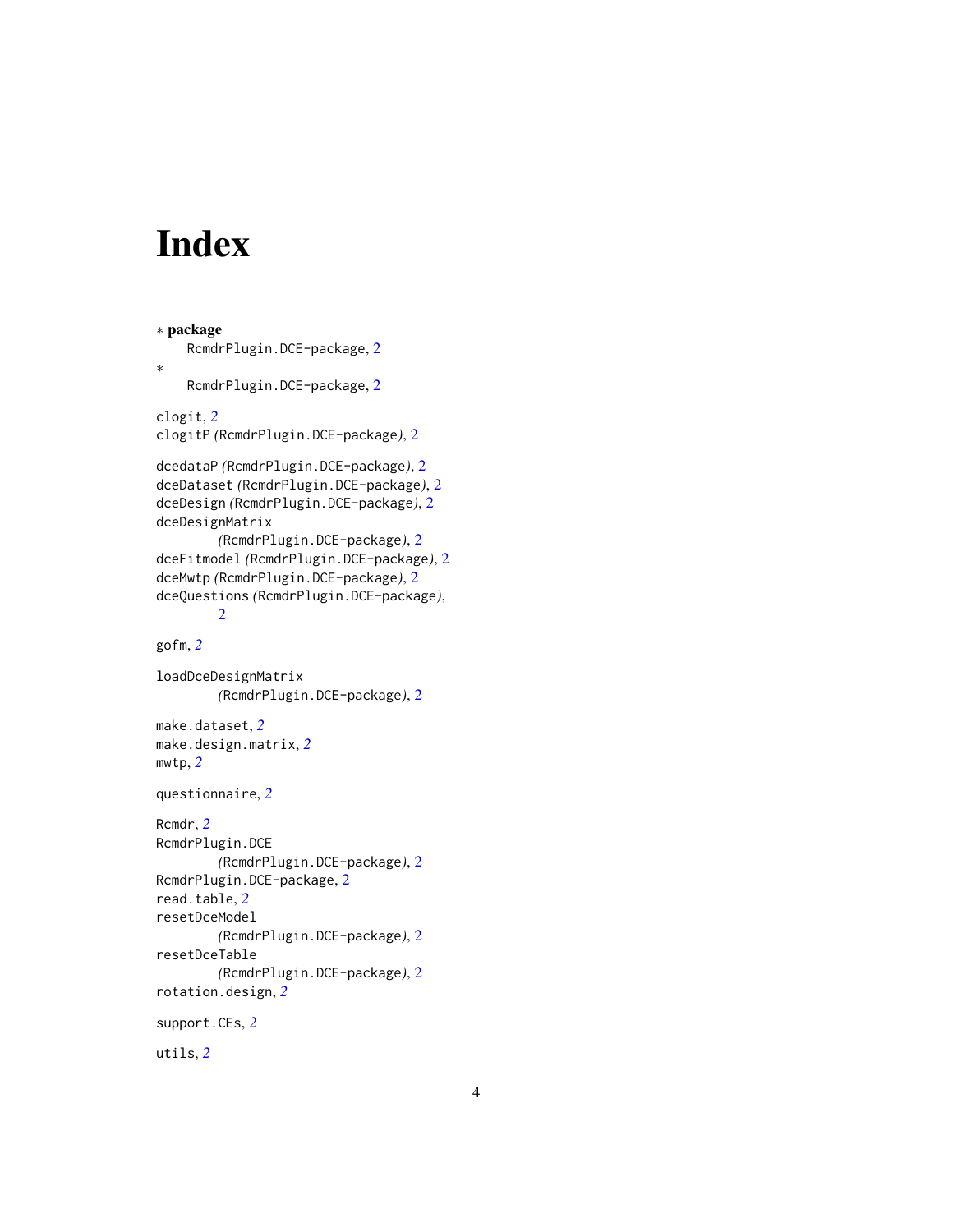# Index

∗ **package**
RcmdrPlugin.DCE-package, 2
∗
RcmdrPlugin.DCE-package, 2

clogit, *2*
clogitP *(*RcmdrPlugin.DCE-package*)*, 2

dcedataP *(*RcmdrPlugin.DCE-package*)*, 2
dceDataset *(*RcmdrPlugin.DCE-package*)*, 2
dceDesign *(*RcmdrPlugin.DCE-package*)*, 2
dceDesignMatrix
*(*RcmdrPlugin.DCE-package*)*, 2
dceFitmodel *(*RcmdrPlugin.DCE-package*)*, 2
dceMwtp *(*RcmdrPlugin.DCE-package*)*, 2
dceQuestions *(*RcmdrPlugin.DCE-package*)*,
2

gofm, *2*

loadDceDesignMatrix
*(*RcmdrPlugin.DCE-package*)*, 2

make.dataset, *2*
make.design.matrix, *2*
mwtp, *2*

questionnaire, *2*

Rcmdr, *2*
RcmdrPlugin.DCE
*(*RcmdrPlugin.DCE-package*)*, 2
RcmdrPlugin.DCE-package, 2
read.table, *2*
resetDceModel
*(*RcmdrPlugin.DCE-package*)*, 2
resetDceTable
*(*RcmdrPlugin.DCE-package*)*, 2
rotation.design, *2*

support.CEs, *2*

utils, *2*